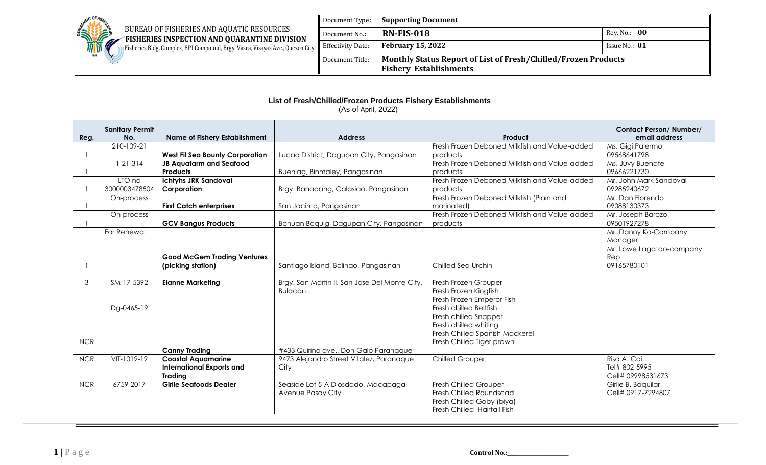| BUREAU OF FISHERIES AND AQUATIC RESOURCES **FISHERIES INSPECTION AND QUARANTINE DIVISION** Fisheries Bldg. Complex, BPI Compound, Brgy. Vasra, Visayas Ave., Quezon City | Document Type: | **Supporting Document** | |
|---|---|---|---|
| | Document No.: | **RN-FIS-018** | Rev. No.: **00** |
| | Effectivity Date: | **February 15, 2022** | Issue No.: **01** |
| | Document Title: | **Monthly Status Report of List of Fresh/Chilled/Frozen Products Fishery Establishments** | |

**List of Fresh/Chilled/Frozen Products Fishery Establishments**
(As of April, 2022)

| Reg. | Sanitary Permit No. | Name of Fishery Establishment | Address | Product | Contact Person/ Number/ email address |
|---|---|---|---|---|---|
| I | 210-109-21 | **West Fil Sea Bounty Corporation** | Lucao District, Dagupan City, Pangasinan | Fresh Frozen Deboned Milkfish and Value-added products | Ms. Gigi Palermo 09568641798 |
| I | 1-21-314 | **JB Aquafarm and Seafood Products** | Buenlag, Binmaley, Pangasinan | Fresh Frozen Deboned Milkfish and Value-added products | Ms. Juvy Buenafe 09666221730 |
| I | LTO no 3000003478504 | **Ichtyhs JRK Sandoval Corporation** | Brgy. Banaoang, Calasiao, Pangasinan | Fresh Frozen Deboned Milkfish and Value-added products | Mr. John Mark Sandoval 09285240672 |
| I | On-process | **First Catch enterprises** | San Jacinto, Pangasinan | Fresh Frozen Deboned Milkfish (Plain and marinated) | Mr. Dan Florendo 09088130373 |
| I | On-process | **GCV Bangus Products** | Bonuan Boquig, Dagupan City, Pangasinan | Fresh Frozen Deboned Milkfish and Value-added products | Mr. Joseph Barozo 09501927278 |
| I | For Renewal | **Good McGem Trading Ventures (picking station)** | Santiago Island, Bolinao, Pangasinan | Chilled Sea Urchin | Mr. Danny Ko-Company Manager<br>Mr. Lowe Lagatao-company Rep.<br>09165780101 |
| 3 | SM-17-5392 | **Eianne Marketing** | Brgy. San Martin II, San Jose Del Monte City, Bulacan | Fresh Frozen Grouper<br>Fresh Frozen Kingfish<br>Fresh Frozen Emperor Fish | |
| NCR | Dg-0465-19 | **Canny Trading** | #433 Quirino ave., Don Galo Paranaque | Fresh chilled Beltfish<br>Fresh chilled Snapper<br>Fresh chilled whiting<br>Fresh Chilled Spanish Mackerel<br>Fresh Chilled Tiger prawn | |
| NCR | VIT-1019-19 | **Coastal Aquamarine International Exports and Trading** | 9473 Alejandro Street Vitalez, Paranaque City | Chilled Grouper | Risa A. Cai<br>Tel# 802-5995<br>Cell# 09998531673 |
| NCR | 6759-2017 | **Girlie Seafoods Dealer** | Seaside Lot 5-A Diosdado, Macapagal Avenue Pasay City | Fresh Chilled Grouper<br>Fresh Chilled Roundscad<br>Fresh Chilled Goby (biya)<br>Fresh Chilled Hairtail Fish | Girlie B. Baquilar<br>Cell# 0917-7294807 |

**Control No.:\_\_\_\_\_\_\_\_\_\_\_\_\_\_\_\_\_\_\_\_**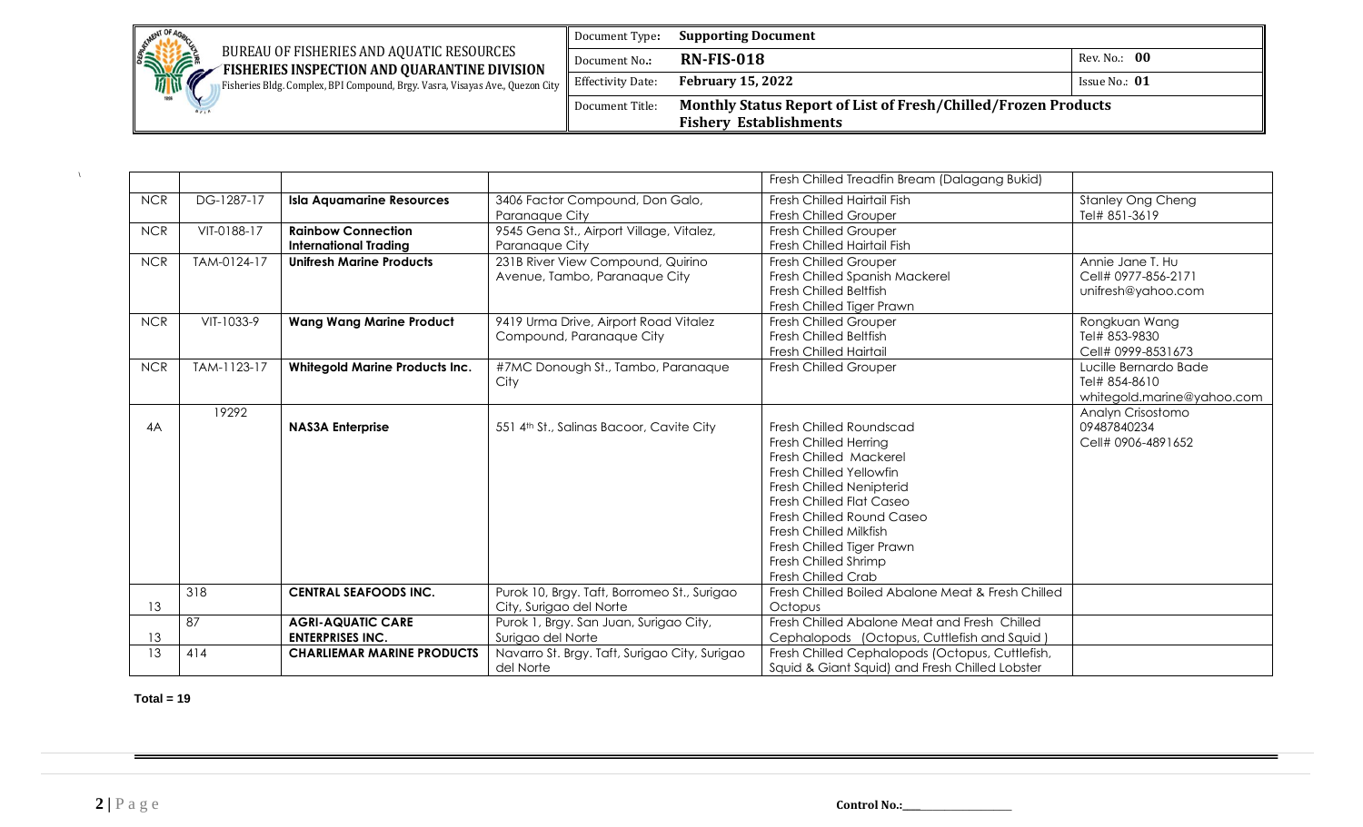| | | | | Fresh Chilled Treadfin Bream (Dalagang Bukid) | |
|---|---|---|---|---|---|
| NCR | DG-1287-17 | **Isla Aquamarine Resources** | 3406 Factor Compound, Don Galo, Paranaque City | Fresh Chilled Hairtail Fish<br>Fresh Chilled Grouper | Stanley Ong Cheng<br>Tel# 851-3619 |
| NCR | VIT-0188-17 | **Rainbow Connection International Trading** | 9545 Gena St., Airport Village, Vitalez, Paranaque City | Fresh Chilled Grouper<br>Fresh Chilled Hairtail Fish | |
| NCR | TAM-0124-17 | **Unifresh Marine Products** | 231B River View Compound, Quirino Avenue, Tambo, Paranaque City | Fresh Chilled Grouper<br>Fresh Chilled Spanish Mackerel<br>Fresh Chilled Beltfish<br>Fresh Chilled Tiger Prawn | Annie Jane T. Hu<br>Cell# 0977-856-2171<br>unifresh@yahoo.com |
| NCR | VIT-1033-9 | **Wang Wang Marine Product** | 9419 Urma Drive, Airport Road Vitalez Compound, Paranaque City | Fresh Chilled Grouper<br>Fresh Chilled Beltfish<br>Fresh Chilled Hairtail | Rongkuan Wang<br>Tel# 853-9830<br>Cell# 0999-8531673 |
| NCR | TAM-1123-17 | **Whitegold Marine Products Inc.** | #7MC Donough St., Tambo, Paranaque City | Fresh Chilled Grouper | Lucille Bernardo Bade<br>Tel# 854-8610<br>whitegold.marine@yahoo.com |
| 4A | 19292 | **NAS3A Enterprise** | 551 4th St., Salinas Bacoor, Cavite City | Fresh Chilled Roundscad<br>Fresh Chilled Herring<br>Fresh Chilled Mackerel<br>Fresh Chilled Yellowfin<br>Fresh Chilled Nenipterid<br>Fresh Chilled Flat Caseo<br>Fresh Chilled Round Caseo<br>Fresh Chilled Milkfish<br>Fresh Chilled Tiger Prawn<br>Fresh Chilled Shrimp<br>Fresh Chilled Crab | Analyn Crisostomo<br>09487840234<br>Cell# 0906-4891652 |
| 13 | 318 | **CENTRAL SEAFOODS INC.** | Purok 10, Brgy. Taft, Borromeo St., Surigao City, Surigao del Norte | Fresh Chilled Boiled Abalone Meat & Fresh Chilled Octopus | |
| 13 | 87 | **AGRI-AQUATIC CARE ENTERPRISES INC.** | Purok 1, Brgy. San Juan, Surigao City, Surigao del Norte | Fresh Chilled Abalone Meat and Fresh Chilled Cephalopods (Octopus, Cuttlefish and Squid ) | |
| 13 | 414 | **CHARLIEMAR MARINE PRODUCTS** | Navarro St. Brgy. Taft, Surigao City, Surigao del Norte | Fresh Chilled Cephalopods (Octopus, Cuttlefish, Squid & Giant Squid) and Fresh Chilled Lobster | |

**Total = 19**

Control No.:\_\_\_\_\_\_\_\_\_\_\_\_\_\_\_\_\_\_\_\_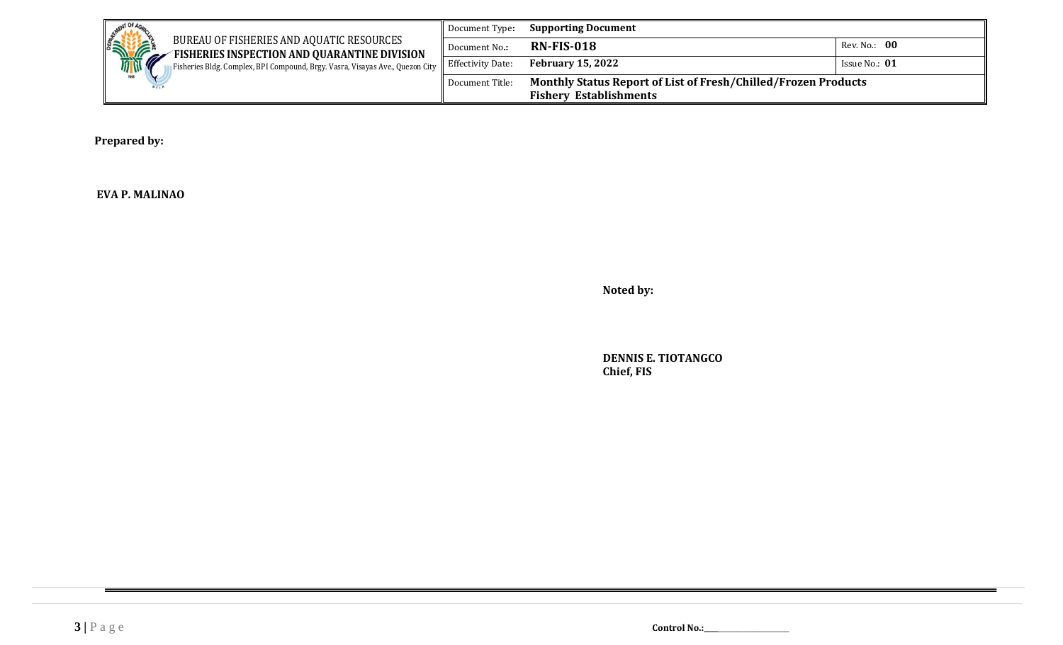**Prepared by:**

**EVA P. MALINAO**

**Noted by:**

**DENNIS E. TIOTANGCO**
**Chief, FIS**

**Control No.:**\_\_\_\_\_\_\_\_\_\_\_\_\_\_\_\_\_\_\_\_\_\_\_\_